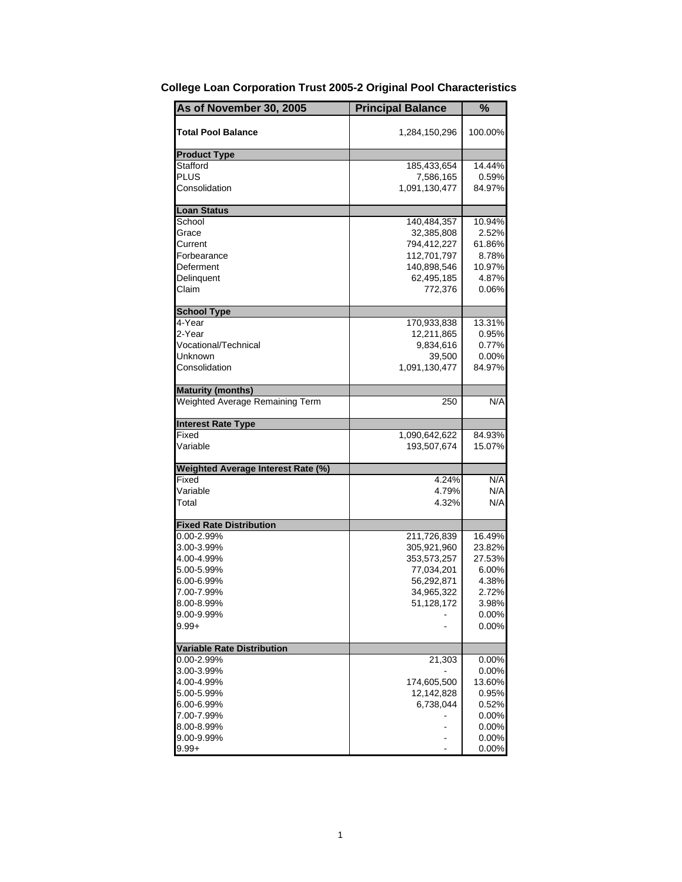# College Loan Corporation Trust 2005-2 Original Pool Characteristics

| As of November 30, 2005 | Principal Balance | % |
|---|---|---|
| **Total Pool Balance** | 1,284,150,296 | 100.00% |
| **Product Type** | | |
| Stafford | 185,433,654 | 14.44% |
| PLUS | 7,586,165 | 0.59% |
| Consolidation | 1,091,130,477 | 84.97% |
| **Loan Status** | | |
| School | 140,484,357 | 10.94% |
| Grace | 32,385,808 | 2.52% |
| Current | 794,412,227 | 61.86% |
| Forbearance | 112,701,797 | 8.78% |
| Deferment | 140,898,546 | 10.97% |
| Delinquent | 62,495,185 | 4.87% |
| Claim | 772,376 | 0.06% |
| **School Type** | | |
| 4-Year | 170,933,838 | 13.31% |
| 2-Year | 12,211,865 | 0.95% |
| Vocational/Technical | 9,834,616 | 0.77% |
| Unknown | 39,500 | 0.00% |
| Consolidation | 1,091,130,477 | 84.97% |
| **Maturity (months)** | | |
| Weighted Average Remaining Term | 250 | N/A |
| **Interest Rate Type** | | |
| Fixed | 1,090,642,622 | 84.93% |
| Variable | 193,507,674 | 15.07% |
| **Weighted Average Interest Rate (%)** | | |
| Fixed | 4.24% | N/A |
| Variable | 4.79% | N/A |
| Total | 4.32% | N/A |
| **Fixed Rate Distribution** | | |
| 0.00-2.99% | 211,726,839 | 16.49% |
| 3.00-3.99% | 305,921,960 | 23.82% |
| 4.00-4.99% | 353,573,257 | 27.53% |
| 5.00-5.99% | 77,034,201 | 6.00% |
| 6.00-6.99% | 56,292,871 | 4.38% |
| 7.00-7.99% | 34,965,322 | 2.72% |
| 8.00-8.99% | 51,128,172 | 3.98% |
| 9.00-9.99% | - | 0.00% |
| 9.99+ | - | 0.00% |
| **Variable Rate Distribution** | | |
| 0.00-2.99% | 21,303 | 0.00% |
| 3.00-3.99% | - | 0.00% |
| 4.00-4.99% | 174,605,500 | 13.60% |
| 5.00-5.99% | 12,142,828 | 0.95% |
| 6.00-6.99% | 6,738,044 | 0.52% |
| 7.00-7.99% | - | 0.00% |
| 8.00-8.99% | - | 0.00% |
| 9.00-9.99% | - | 0.00% |
| 9.99+ | - | 0.00% |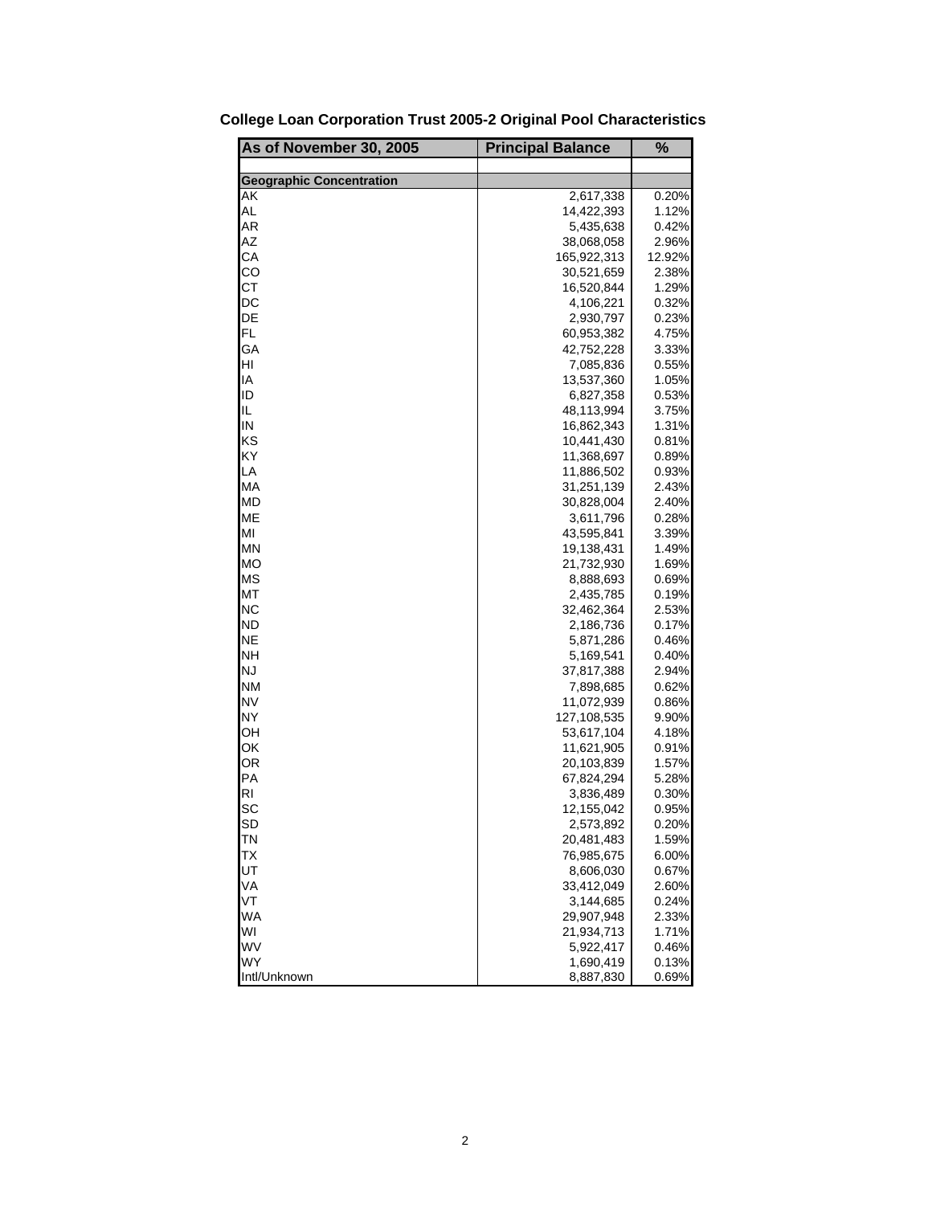## College Loan Corporation Trust 2005-2 Original Pool Characteristics

| As of November 30, 2005 | Principal Balance | % |
|---|---|---|
| | | |
| **Geographic Concentration** | | |
| AK | 2,617,338 | 0.20% |
| AL | 14,422,393 | 1.12% |
| AR | 5,435,638 | 0.42% |
| AZ | 38,068,058 | 2.96% |
| CA | 165,922,313 | 12.92% |
| CO | 30,521,659 | 2.38% |
| CT | 16,520,844 | 1.29% |
| DC | 4,106,221 | 0.32% |
| DE | 2,930,797 | 0.23% |
| FL | 60,953,382 | 4.75% |
| GA | 42,752,228 | 3.33% |
| HI | 7,085,836 | 0.55% |
| IA | 13,537,360 | 1.05% |
| ID | 6,827,358 | 0.53% |
| IL | 48,113,994 | 3.75% |
| IN | 16,862,343 | 1.31% |
| KS | 10,441,430 | 0.81% |
| KY | 11,368,697 | 0.89% |
| LA | 11,886,502 | 0.93% |
| MA | 31,251,139 | 2.43% |
| MD | 30,828,004 | 2.40% |
| ME | 3,611,796 | 0.28% |
| MI | 43,595,841 | 3.39% |
| MN | 19,138,431 | 1.49% |
| MO | 21,732,930 | 1.69% |
| MS | 8,888,693 | 0.69% |
| MT | 2,435,785 | 0.19% |
| NC | 32,462,364 | 2.53% |
| ND | 2,186,736 | 0.17% |
| NE | 5,871,286 | 0.46% |
| NH | 5,169,541 | 0.40% |
| NJ | 37,817,388 | 2.94% |
| NM | 7,898,685 | 0.62% |
| NV | 11,072,939 | 0.86% |
| NY | 127,108,535 | 9.90% |
| OH | 53,617,104 | 4.18% |
| OK | 11,621,905 | 0.91% |
| OR | 20,103,839 | 1.57% |
| PA | 67,824,294 | 5.28% |
| RI | 3,836,489 | 0.30% |
| SC | 12,155,042 | 0.95% |
| SD | 2,573,892 | 0.20% |
| TN | 20,481,483 | 1.59% |
| TX | 76,985,675 | 6.00% |
| UT | 8,606,030 | 0.67% |
| VA | 33,412,049 | 2.60% |
| VT | 3,144,685 | 0.24% |
| WA | 29,907,948 | 2.33% |
| WI | 21,934,713 | 1.71% |
| WV | 5,922,417 | 0.46% |
| WY | 1,690,419 | 0.13% |
| Intl/Unknown | 8,887,830 | 0.69% |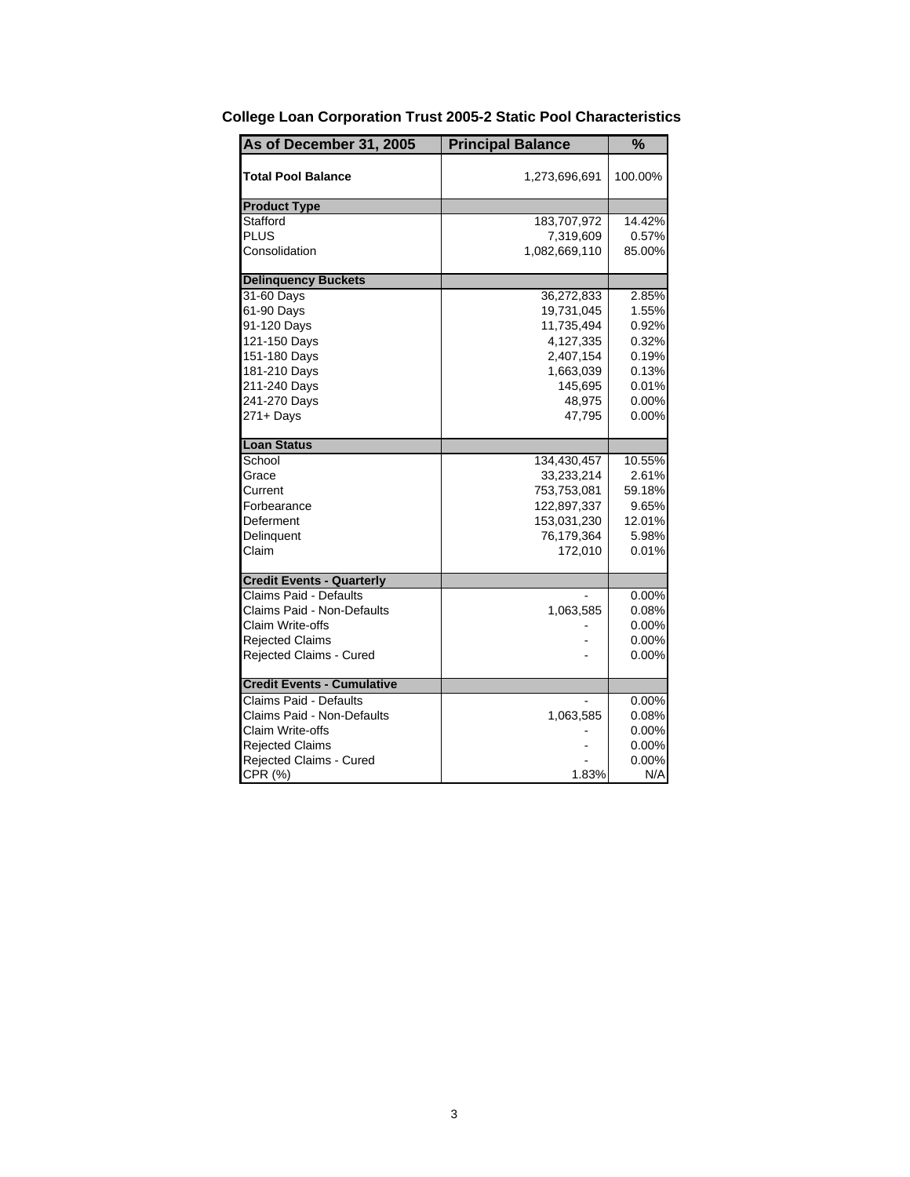# College Loan Corporation Trust 2005-2 Static Pool Characteristics

| As of December 31, 2005 | Principal Balance | % |
|---|---|---|
| **Total Pool Balance** | 1,273,696,691 | 100.00% |
| **Product Type** | | |
| Stafford | 183,707,972 | 14.42% |
| PLUS | 7,319,609 | 0.57% |
| Consolidation | 1,082,669,110 | 85.00% |
| **Delinquency Buckets** | | |
| 31-60 Days | 36,272,833 | 2.85% |
| 61-90 Days | 19,731,045 | 1.55% |
| 91-120 Days | 11,735,494 | 0.92% |
| 121-150 Days | 4,127,335 | 0.32% |
| 151-180 Days | 2,407,154 | 0.19% |
| 181-210 Days | 1,663,039 | 0.13% |
| 211-240 Days | 145,695 | 0.01% |
| 241-270 Days | 48,975 | 0.00% |
| 271+ Days | 47,795 | 0.00% |
| **Loan Status** | | |
| School | 134,430,457 | 10.55% |
| Grace | 33,233,214 | 2.61% |
| Current | 753,753,081 | 59.18% |
| Forbearance | 122,897,337 | 9.65% |
| Deferment | 153,031,230 | 12.01% |
| Delinquent | 76,179,364 | 5.98% |
| Claim | 172,010 | 0.01% |
| **Credit Events - Quarterly** | | |
| Claims Paid - Defaults | - | 0.00% |
| Claims Paid - Non-Defaults | 1,063,585 | 0.08% |
| Claim Write-offs | - | 0.00% |
| Rejected Claims | - | 0.00% |
| Rejected Claims - Cured | - | 0.00% |
| **Credit Events - Cumulative** | | |
| Claims Paid - Defaults | - | 0.00% |
| Claims Paid - Non-Defaults | 1,063,585 | 0.08% |
| Claim Write-offs | - | 0.00% |
| Rejected Claims | - | 0.00% |
| Rejected Claims - Cured | - | 0.00% |
| CPR (%) | 1.83% | N/A |